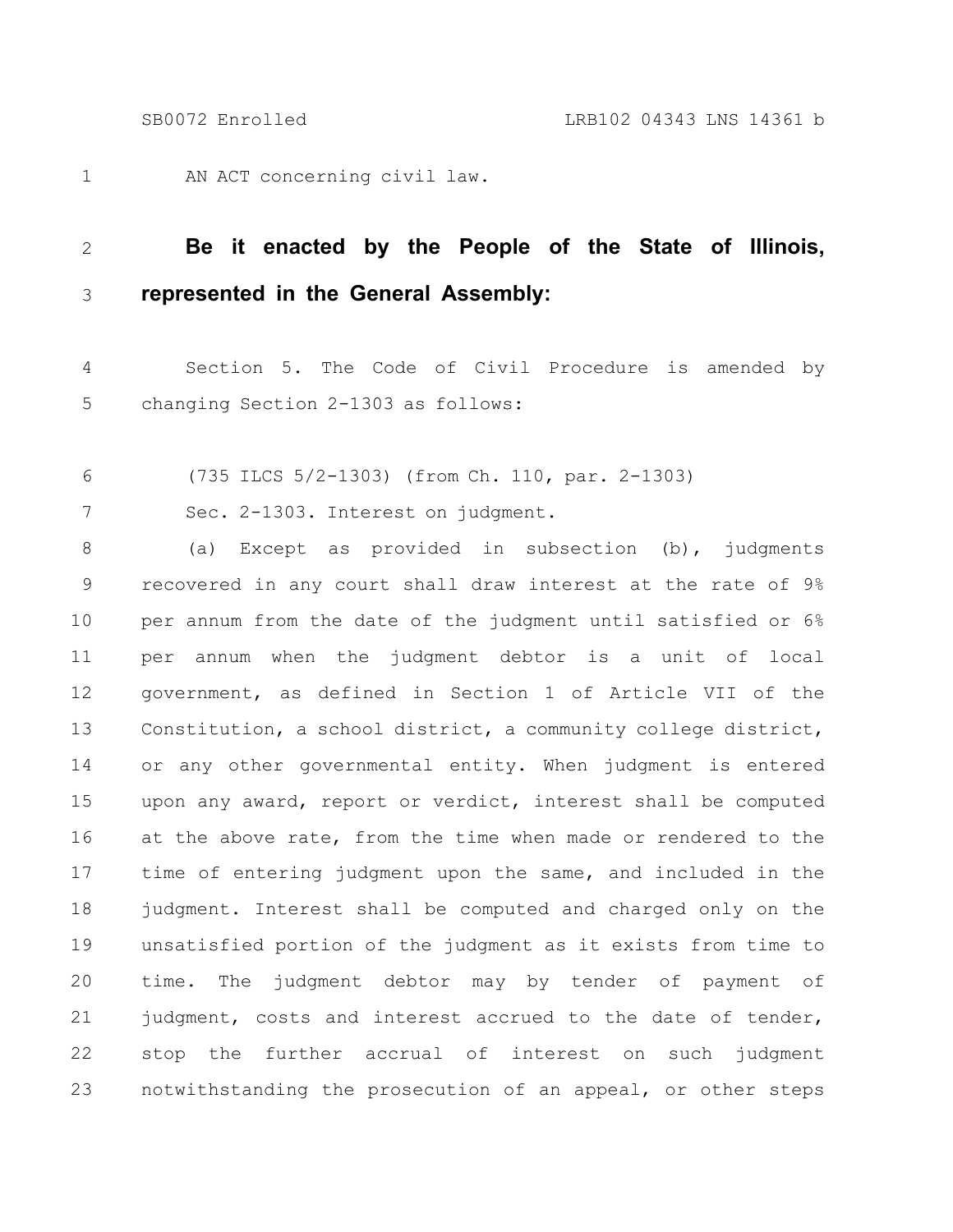AN ACT concerning civil law.

**Be it enacted by the People of the State of Illinois, represented in the General Assembly:**

Section 5. The Code of Civil Procedure is amended by changing Section 2-1303 as follows:

(735 ILCS 5/2-1303) (from Ch. 110, par. 2-1303)

Sec. 2-1303. Interest on judgment.

(a) Except as provided in subsection (b), judgments recovered in any court shall draw interest at the rate of 9% per annum from the date of the judgment until satisfied or 6% per annum when the judgment debtor is a unit of local government, as defined in Section 1 of Article VII of the Constitution, a school district, a community college district, or any other governmental entity. When judgment is entered upon any award, report or verdict, interest shall be computed at the above rate, from the time when made or rendered to the time of entering judgment upon the same, and included in the judgment. Interest shall be computed and charged only on the unsatisfied portion of the judgment as it exists from time to time. The judgment debtor may by tender of payment of judgment, costs and interest accrued to the date of tender, stop the further accrual of interest on such judgment notwithstanding the prosecution of an appeal, or other steps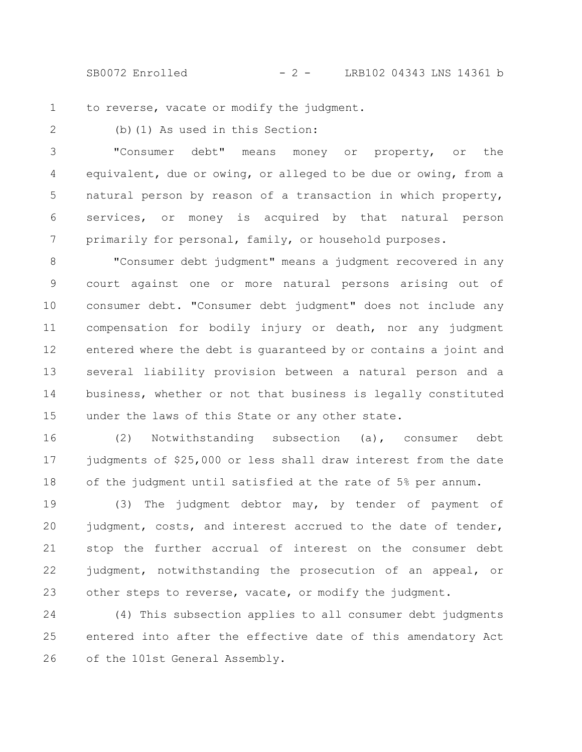to reverse, vacate or modify the judgment.

(b)(1) As used in this Section:

"Consumer debt" means money or property, or the equivalent, due or owing, or alleged to be due or owing, from a natural person by reason of a transaction in which property, services, or money is acquired by that natural person primarily for personal, family, or household purposes.

"Consumer debt judgment" means a judgment recovered in any court against one or more natural persons arising out of consumer debt. "Consumer debt judgment" does not include any compensation for bodily injury or death, nor any judgment entered where the debt is guaranteed by or contains a joint and several liability provision between a natural person and a business, whether or not that business is legally constituted under the laws of this State or any other state.

(2) Notwithstanding subsection (a), consumer debt judgments of $25,000 or less shall draw interest from the date of the judgment until satisfied at the rate of 5% per annum.

(3) The judgment debtor may, by tender of payment of judgment, costs, and interest accrued to the date of tender, stop the further accrual of interest on the consumer debt judgment, notwithstanding the prosecution of an appeal, or other steps to reverse, vacate, or modify the judgment.

(4) This subsection applies to all consumer debt judgments entered into after the effective date of this amendatory Act of the 101st General Assembly.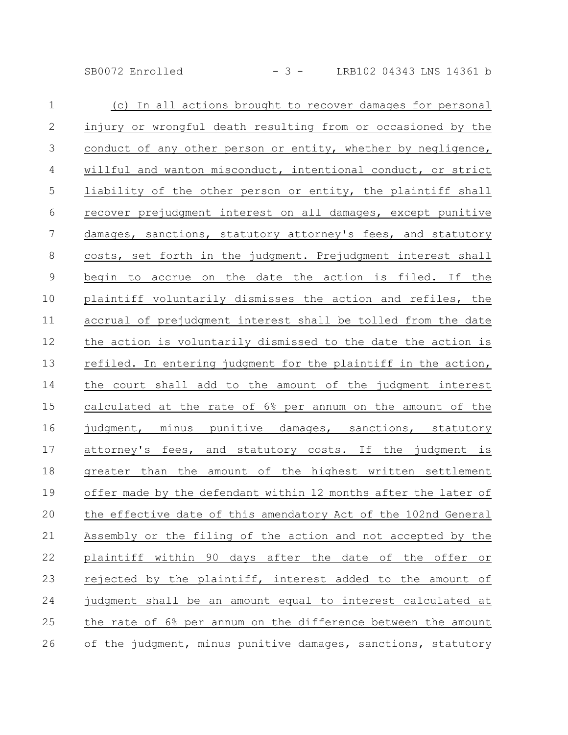(c) In all actions brought to recover damages for personal injury or wrongful death resulting from or occasioned by the conduct of any other person or entity, whether by negligence, willful and wanton misconduct, intentional conduct, or strict liability of the other person or entity, the plaintiff shall recover prejudgment interest on all damages, except punitive damages, sanctions, statutory attorney's fees, and statutory costs, set forth in the judgment. Prejudgment interest shall begin to accrue on the date the action is filed. If the plaintiff voluntarily dismisses the action and refiles, the accrual of prejudgment interest shall be tolled from the date the action is voluntarily dismissed to the date the action is refiled. In entering judgment for the plaintiff in the action, the court shall add to the amount of the judgment interest calculated at the rate of 6% per annum on the amount of the judgment, minus punitive damages, sanctions, statutory attorney's fees, and statutory costs. If the judgment is greater than the amount of the highest written settlement offer made by the defendant within 12 months after the later of the effective date of this amendatory Act of the 102nd General Assembly or the filing of the action and not accepted by the plaintiff within 90 days after the date of the offer or rejected by the plaintiff, interest added to the amount of judgment shall be an amount equal to interest calculated at the rate of 6% per annum on the difference between the amount of the judgment, minus punitive damages, sanctions, statutory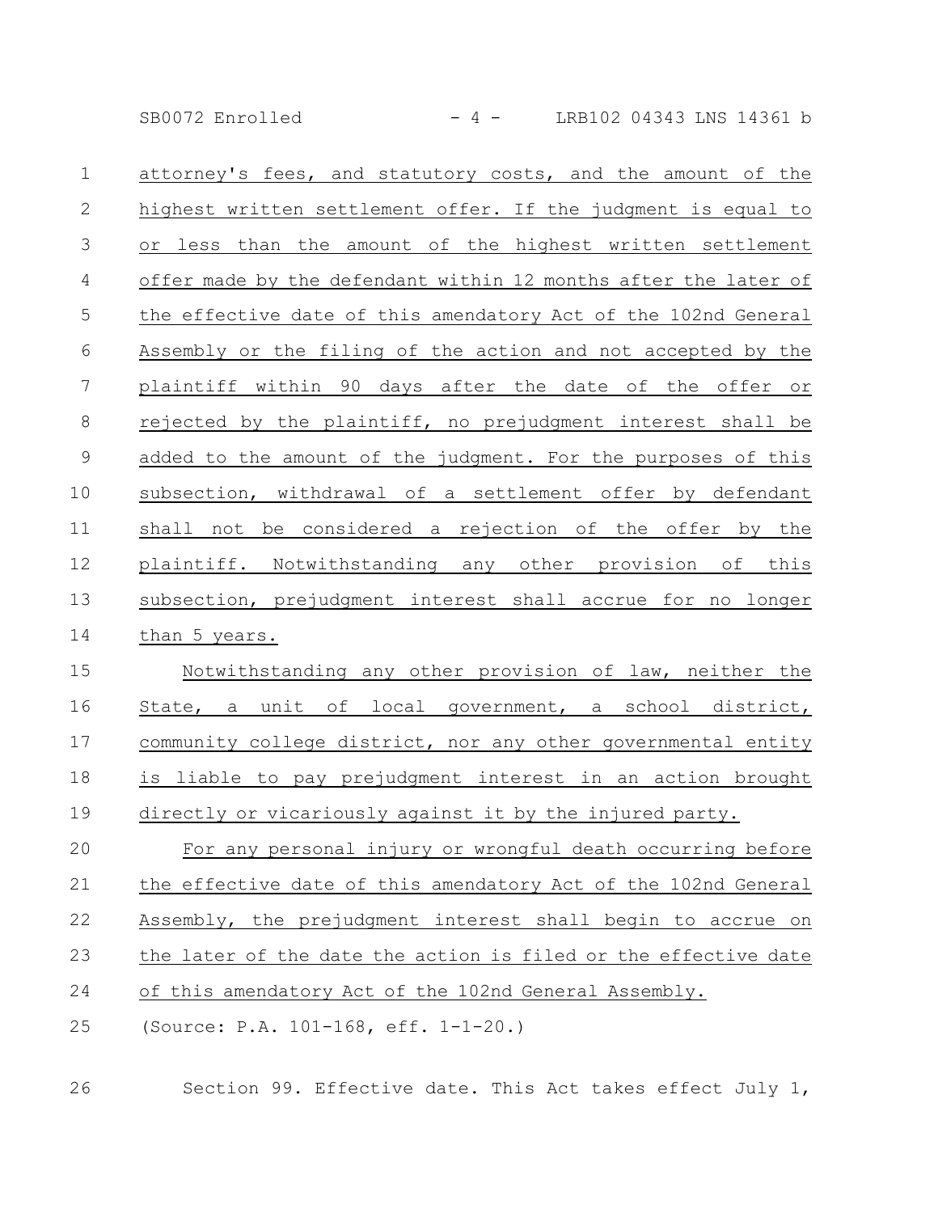attorney's fees, and statutory costs, and the amount of the highest written settlement offer. If the judgment is equal to or less than the amount of the highest written settlement offer made by the defendant within 12 months after the later of the effective date of this amendatory Act of the 102nd General Assembly or the filing of the action and not accepted by the plaintiff within 90 days after the date of the offer or rejected by the plaintiff, no prejudgment interest shall be added to the amount of the judgment. For the purposes of this subsection, withdrawal of a settlement offer by defendant shall not be considered a rejection of the offer by the plaintiff. Notwithstanding any other provision of this subsection, prejudgment interest shall accrue for no longer than 5 years.

Notwithstanding any other provision of law, neither the State, a unit of local government, a school district, community college district, nor any other governmental entity is liable to pay prejudgment interest in an action brought directly or vicariously against it by the injured party.

For any personal injury or wrongful death occurring before the effective date of this amendatory Act of the 102nd General Assembly, the prejudgment interest shall begin to accrue on the later of the date the action is filed or the effective date of this amendatory Act of the 102nd General Assembly.

(Source: P.A. 101-168, eff. 1-1-20.)

Section 99. Effective date. This Act takes effect July 1,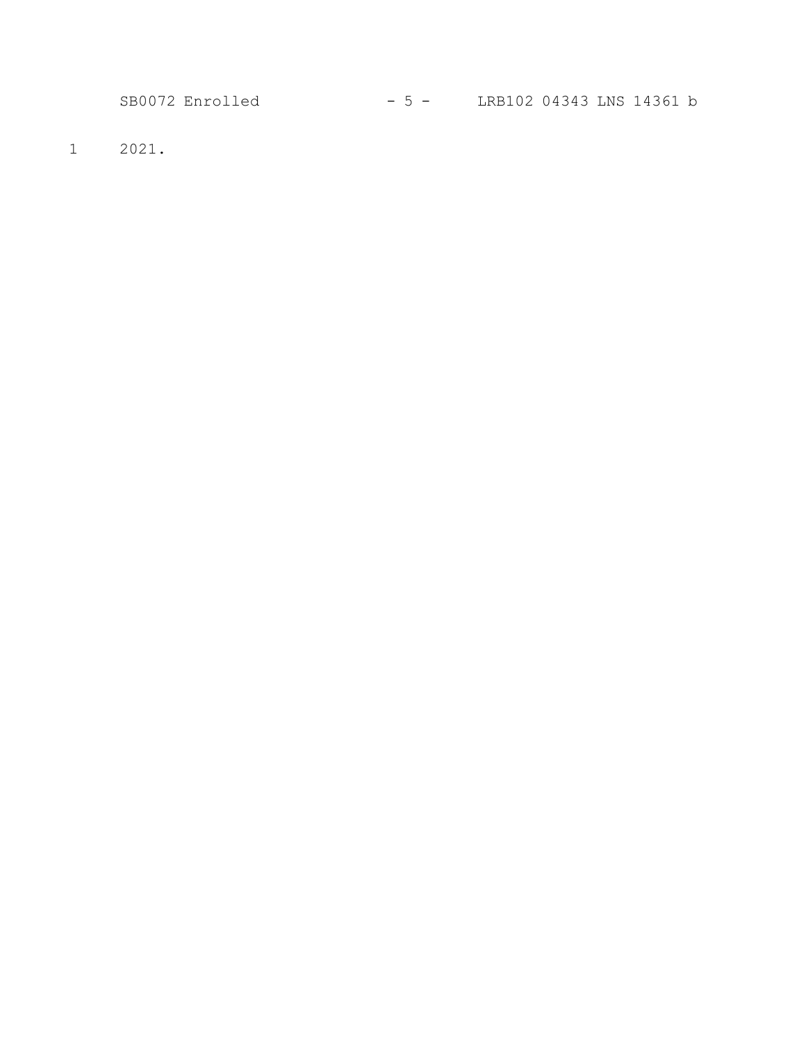2021.